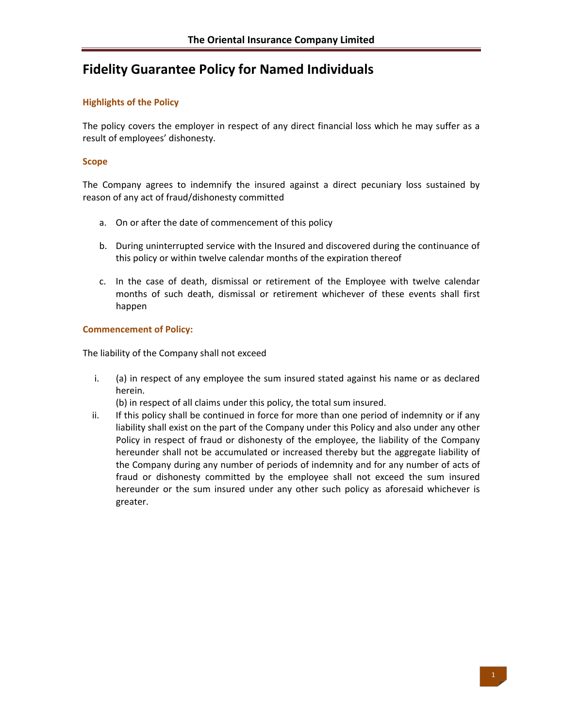# Fidelity Guarantee Policy for Named Individuals

### Highlights of the Policy

The policy covers the employer in respect of any direct financial loss which he may suffer as a result of employees' dishonesty.

### Scope

The Company agrees to indemnify the insured against a direct pecuniary loss sustained by reason of any act of fraud/dishonesty committed

a. On or after the date of commencement of this policy

b. During uninterrupted service with the Insured and discovered during the continuance of this policy or within twelve calendar months of the expiration thereof

c. In the case of death, dismissal or retirement of the Employee with twelve calendar months of such death, dismissal or retirement whichever of these events shall first happen

### Commencement of Policy:

The liability of the Company shall not exceed

i. (a) in respect of any employee the sum insured stated against his name or as declared herein.
   (b) in respect of all claims under this policy, the total sum insured.

ii. If this policy shall be continued in force for more than one period of indemnity or if any liability shall exist on the part of the Company under this Policy and also under any other Policy in respect of fraud or dishonesty of the employee, the liability of the Company hereunder shall not be accumulated or increased thereby but the aggregate liability of the Company during any number of periods of indemnity and for any number of acts of fraud or dishonesty committed by the employee shall not exceed the sum insured hereunder or the sum insured under any other such policy as aforesaid whichever is greater.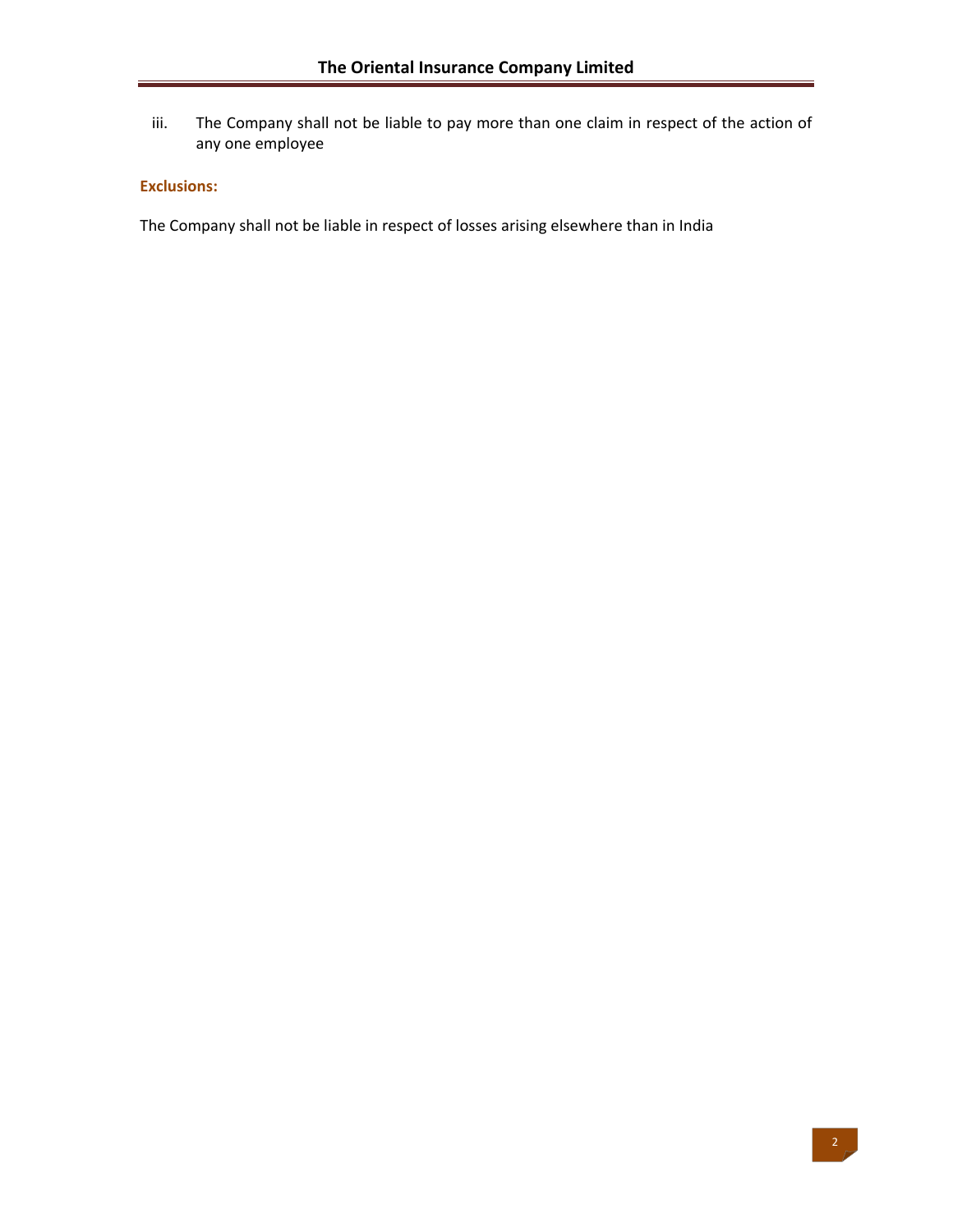iii. The Company shall not be liable to pay more than one claim in respect of the action of any one employee

**Exclusions:**

The Company shall not be liable in respect of losses arising elsewhere than in India